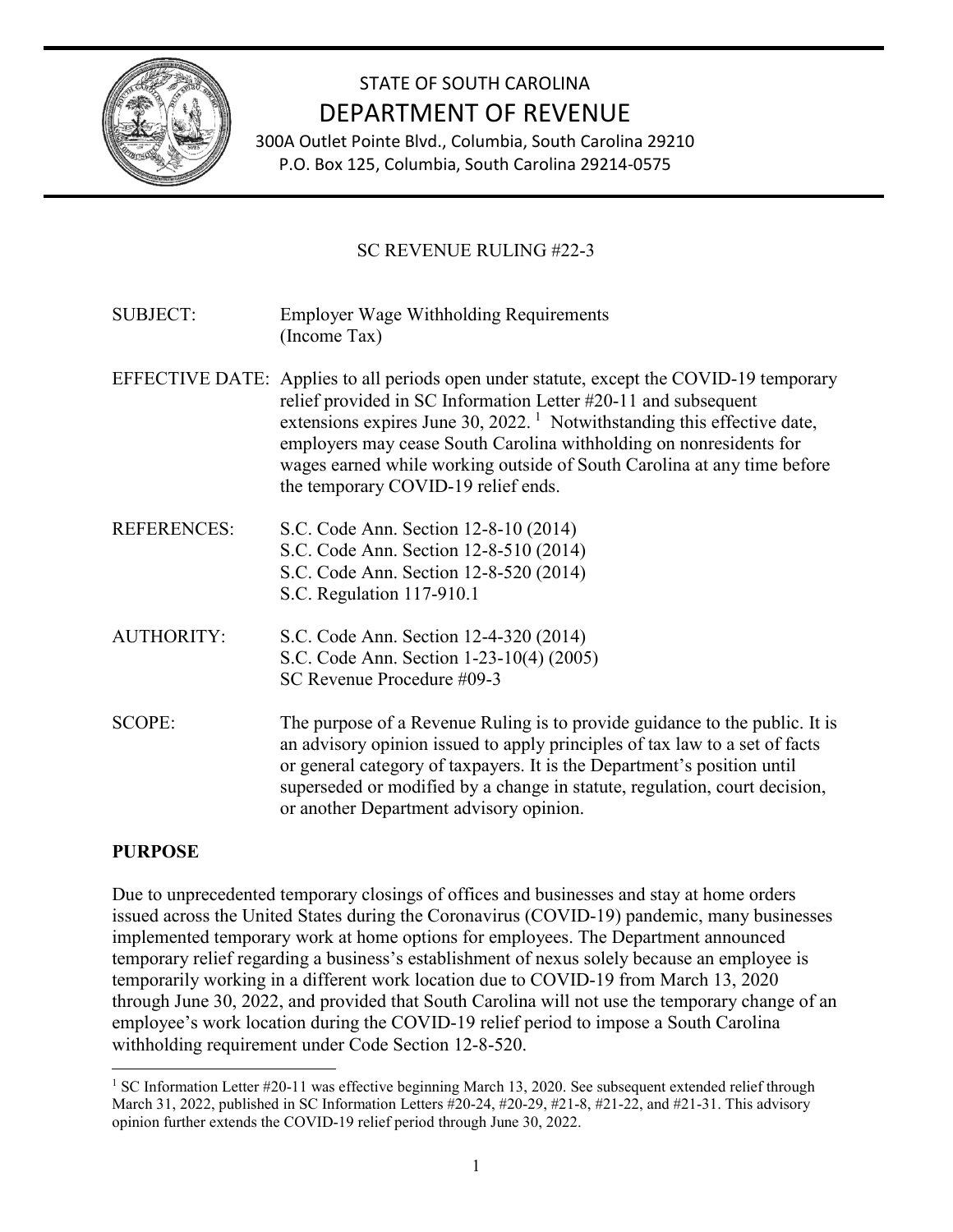# STATE OF SOUTH CAROLINA
# DEPARTMENT OF REVENUE

300A Outlet Pointe Blvd., Columbia, South Carolina 29210
P.O. Box 125, Columbia, South Carolina 29214-0575

## SC REVENUE RULING #22-3

**SUBJECT:** Employer Wage Withholding Requirements (Income Tax)

**EFFECTIVE DATE:** Applies to all periods open under statute, except the COVID-19 temporary relief provided in SC Information Letter #20-11 and subsequent extensions expires June 30, 2022.[1] Notwithstanding this effective date, employers may cease South Carolina withholding on nonresidents for wages earned while working outside of South Carolina at any time before the temporary COVID-19 relief ends.

**REFERENCES:**
S.C. Code Ann. Section 12-8-10 (2014)
S.C. Code Ann. Section 12-8-510 (2014)
S.C. Code Ann. Section 12-8-520 (2014)
S.C. Regulation 117-910.1

**AUTHORITY:**
S.C. Code Ann. Section 12-4-320 (2014)
S.C. Code Ann. Section 1-23-10(4) (2005)
SC Revenue Procedure #09-3

**SCOPE:** The purpose of a Revenue Ruling is to provide guidance to the public. It is an advisory opinion issued to apply principles of tax law to a set of facts or general category of taxpayers. It is the Department's position until superseded or modified by a change in statute, regulation, court decision, or another Department advisory opinion.

## PURPOSE

Due to unprecedented temporary closings of offices and businesses and stay at home orders issued across the United States during the Coronavirus (COVID-19) pandemic, many businesses implemented temporary work at home options for employees. The Department announced temporary relief regarding a business's establishment of nexus solely because an employee is temporarily working in a different work location due to COVID-19 from March 13, 2020 through June 30, 2022, and provided that South Carolina will not use the temporary change of an employee's work location during the COVID-19 relief period to impose a South Carolina withholding requirement under Code Section 12-8-520.

---

[1] SC Information Letter #20-11 was effective beginning March 13, 2020. See subsequent extended relief through March 31, 2022, published in SC Information Letters #20-24, #20-29, #21-8, #21-22, and #21-31. This advisory opinion further extends the COVID-19 relief period through June 30, 2022.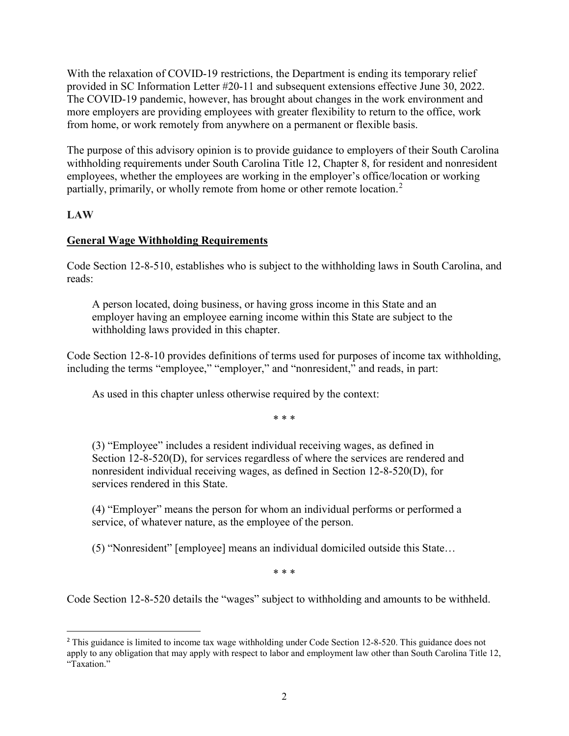With the relaxation of COVID-19 restrictions, the Department is ending its temporary relief provided in SC Information Letter #20-11 and subsequent extensions effective June 30, 2022. The COVID-19 pandemic, however, has brought about changes in the work environment and more employers are providing employees with greater flexibility to return to the office, work from home, or work remotely from anywhere on a permanent or flexible basis.

The purpose of this advisory opinion is to provide guidance to employers of their South Carolina withholding requirements under South Carolina Title 12, Chapter 8, for resident and nonresident employees, whether the employees are working in the employer's office/location or working partially, primarily, or wholly remote from home or other remote location.[2]

**LAW**

**General Wage Withholding Requirements**

Code Section 12-8-510, establishes who is subject to the withholding laws in South Carolina, and reads:

> A person located, doing business, or having gross income in this State and an employer having an employee earning income within this State are subject to the withholding laws provided in this chapter.

Code Section 12-8-10 provides definitions of terms used for purposes of income tax withholding, including the terms "employee," "employer," and "nonresident," and reads, in part:

> As used in this chapter unless otherwise required by the context:
>
> \* \* \*
>
> (3) "Employee" includes a resident individual receiving wages, as defined in Section 12-8-520(D), for services regardless of where the services are rendered and nonresident individual receiving wages, as defined in Section 12-8-520(D), for services rendered in this State.
>
> (4) "Employer" means the person for whom an individual performs or performed a service, of whatever nature, as the employee of the person.
>
> (5) "Nonresident" [employee] means an individual domiciled outside this State…
>
> \* \* \*

Code Section 12-8-520 details the "wages" subject to withholding and amounts to be withheld.

---

[2] This guidance is limited to income tax wage withholding under Code Section 12-8-520. This guidance does not apply to any obligation that may apply with respect to labor and employment law other than South Carolina Title 12, "Taxation."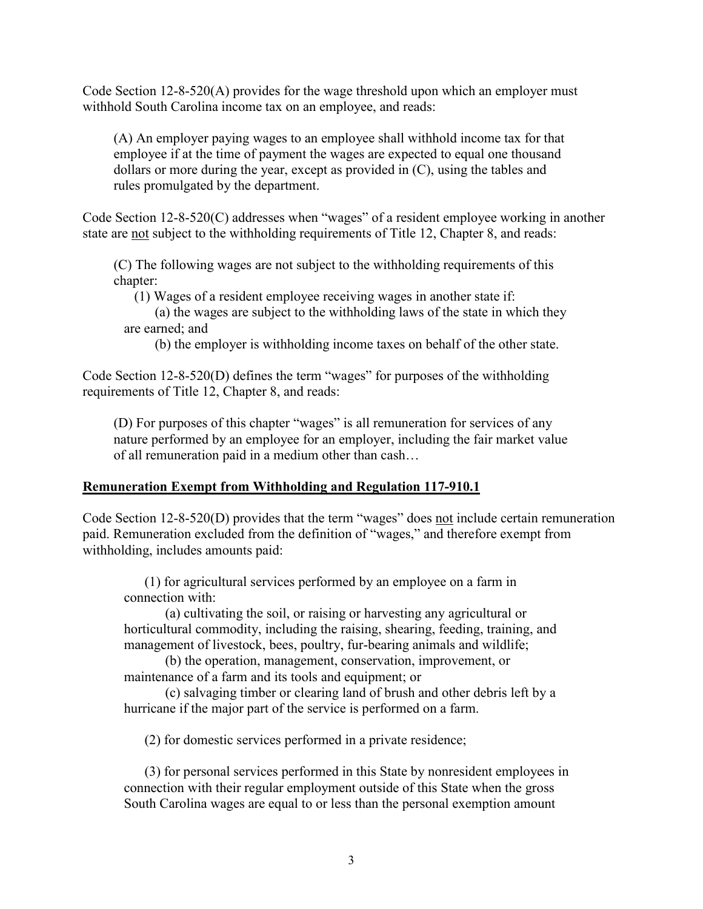Code Section 12-8-520(A) provides for the wage threshold upon which an employer must withhold South Carolina income tax on an employee, and reads:

> (A) An employer paying wages to an employee shall withhold income tax for that employee if at the time of payment the wages are expected to equal one thousand dollars or more during the year, except as provided in (C), using the tables and rules promulgated by the department.

Code Section 12-8-520(C) addresses when "wages" of a resident employee working in another state are <u>not</u> subject to the withholding requirements of Title 12, Chapter 8, and reads:

> (C) The following wages are not subject to the withholding requirements of this chapter:
>
> (1) Wages of a resident employee receiving wages in another state if:
>
> (a) the wages are subject to the withholding laws of the state in which they are earned; and
>
> (b) the employer is withholding income taxes on behalf of the other state.

Code Section 12-8-520(D) defines the term "wages" for purposes of the withholding requirements of Title 12, Chapter 8, and reads:

> (D) For purposes of this chapter "wages" is all remuneration for services of any nature performed by an employee for an employer, including the fair market value of all remuneration paid in a medium other than cash…

## <u>Remuneration Exempt from Withholding and Regulation 117-910.1</u>

Code Section 12-8-520(D) provides that the term "wages" does <u>not</u> include certain remuneration paid. Remuneration excluded from the definition of "wages," and therefore exempt from withholding, includes amounts paid:

> (1) for agricultural services performed by an employee on a farm in connection with:
>
> (a) cultivating the soil, or raising or harvesting any agricultural or horticultural commodity, including the raising, shearing, feeding, training, and management of livestock, bees, poultry, fur-bearing animals and wildlife;
>
> (b) the operation, management, conservation, improvement, or maintenance of a farm and its tools and equipment; or
>
> (c) salvaging timber or clearing land of brush and other debris left by a hurricane if the major part of the service is performed on a farm.
>
> (2) for domestic services performed in a private residence;
>
> (3) for personal services performed in this State by nonresident employees in connection with their regular employment outside of this State when the gross South Carolina wages are equal to or less than the personal exemption amount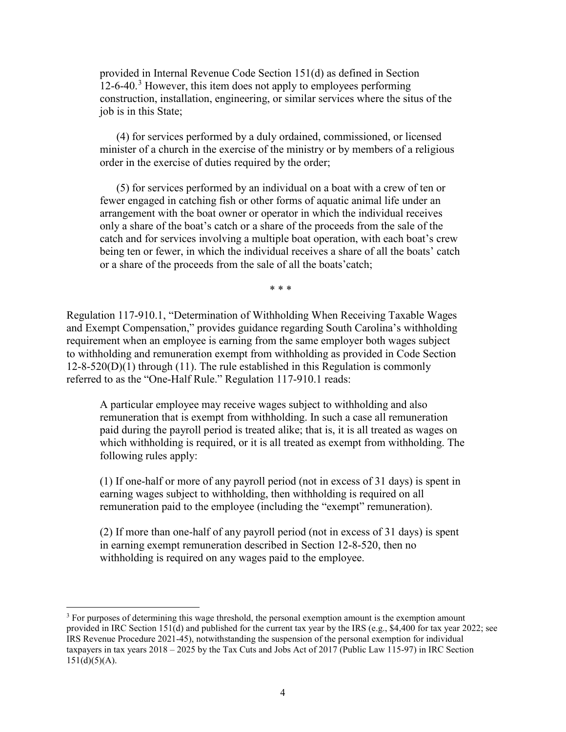provided in Internal Revenue Code Section 151(d) as defined in Section 12-6-40.[3] However, this item does not apply to employees performing construction, installation, engineering, or similar services where the situs of the job is in this State;

(4) for services performed by a duly ordained, commissioned, or licensed minister of a church in the exercise of the ministry or by members of a religious order in the exercise of duties required by the order;

(5) for services performed by an individual on a boat with a crew of ten or fewer engaged in catching fish or other forms of aquatic animal life under an arrangement with the boat owner or operator in which the individual receives only a share of the boat's catch or a share of the proceeds from the sale of the catch and for services involving a multiple boat operation, with each boat's crew being ten or fewer, in which the individual receives a share of all the boats' catch or a share of the proceeds from the sale of all the boats'catch;

\* \* \*

Regulation 117-910.1, "Determination of Withholding When Receiving Taxable Wages and Exempt Compensation," provides guidance regarding South Carolina's withholding requirement when an employee is earning from the same employer both wages subject to withholding and remuneration exempt from withholding as provided in Code Section 12-8-520(D)(1) through (11). The rule established in this Regulation is commonly referred to as the "One-Half Rule." Regulation 117-910.1 reads:

> A particular employee may receive wages subject to withholding and also remuneration that is exempt from withholding. In such a case all remuneration paid during the payroll period is treated alike; that is, it is all treated as wages on which withholding is required, or it is all treated as exempt from withholding. The following rules apply:
>
> (1) If one-half or more of any payroll period (not in excess of 31 days) is spent in earning wages subject to withholding, then withholding is required on all remuneration paid to the employee (including the "exempt" remuneration).
>
> (2) If more than one-half of any payroll period (not in excess of 31 days) is spent in earning exempt remuneration described in Section 12-8-520, then no withholding is required on any wages paid to the employee.

[3] For purposes of determining this wage threshold, the personal exemption amount is the exemption amount provided in IRC Section 151(d) and published for the current tax year by the IRS (e.g., $4,400 for tax year 2022; see IRS Revenue Procedure 2021-45), notwithstanding the suspension of the personal exemption for individual taxpayers in tax years 2018 – 2025 by the Tax Cuts and Jobs Act of 2017 (Public Law 115-97) in IRC Section 151(d)(5)(A).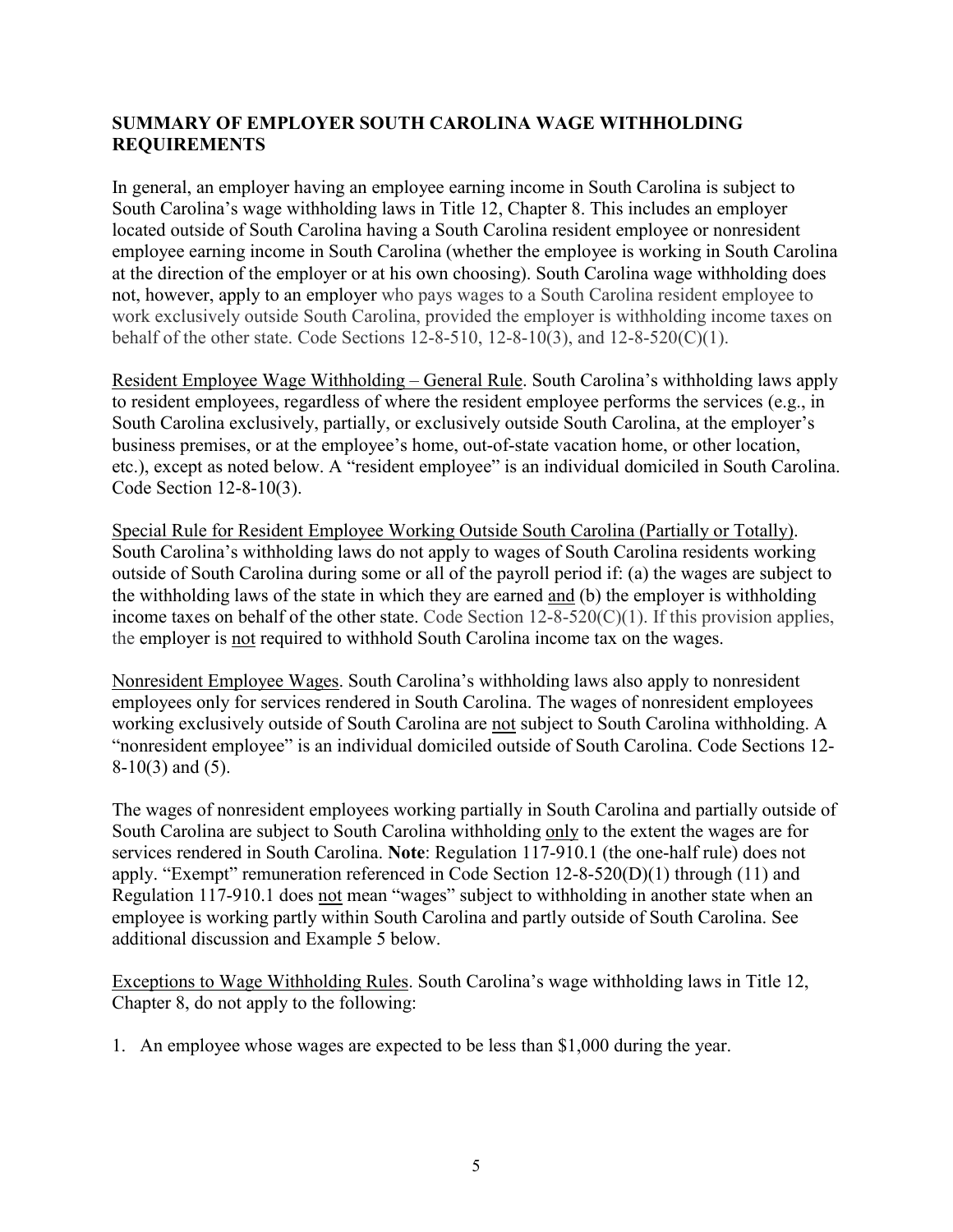## SUMMARY OF EMPLOYER SOUTH CAROLINA WAGE WITHHOLDING REQUIREMENTS

In general, an employer having an employee earning income in South Carolina is subject to South Carolina's wage withholding laws in Title 12, Chapter 8. This includes an employer located outside of South Carolina having a South Carolina resident employee or nonresident employee earning income in South Carolina (whether the employee is working in South Carolina at the direction of the employer or at his own choosing). South Carolina wage withholding does not, however, apply to an employer who pays wages to a South Carolina resident employee to work exclusively outside South Carolina, provided the employer is withholding income taxes on behalf of the other state. Code Sections 12-8-510, 12-8-10(3), and 12-8-520(C)(1).

Resident Employee Wage Withholding – General Rule. South Carolina's withholding laws apply to resident employees, regardless of where the resident employee performs the services (e.g., in South Carolina exclusively, partially, or exclusively outside South Carolina, at the employer's business premises, or at the employee's home, out-of-state vacation home, or other location, etc.), except as noted below. A "resident employee" is an individual domiciled in South Carolina. Code Section 12-8-10(3).

Special Rule for Resident Employee Working Outside South Carolina (Partially or Totally). South Carolina's withholding laws do not apply to wages of South Carolina residents working outside of South Carolina during some or all of the payroll period if: (a) the wages are subject to the withholding laws of the state in which they are earned and (b) the employer is withholding income taxes on behalf of the other state. Code Section 12-8-520(C)(1). If this provision applies, the employer is not required to withhold South Carolina income tax on the wages.

Nonresident Employee Wages. South Carolina's withholding laws also apply to nonresident employees only for services rendered in South Carolina. The wages of nonresident employees working exclusively outside of South Carolina are not subject to South Carolina withholding. A "nonresident employee" is an individual domiciled outside of South Carolina. Code Sections 12-8-10(3) and (5).

The wages of nonresident employees working partially in South Carolina and partially outside of South Carolina are subject to South Carolina withholding only to the extent the wages are for services rendered in South Carolina. **Note**: Regulation 117-910.1 (the one-half rule) does not apply. "Exempt" remuneration referenced in Code Section 12-8-520(D)(1) through (11) and Regulation 117-910.1 does not mean "wages" subject to withholding in another state when an employee is working partly within South Carolina and partly outside of South Carolina. See additional discussion and Example 5 below.

Exceptions to Wage Withholding Rules. South Carolina's wage withholding laws in Title 12, Chapter 8, do not apply to the following:

1. An employee whose wages are expected to be less than $1,000 during the year.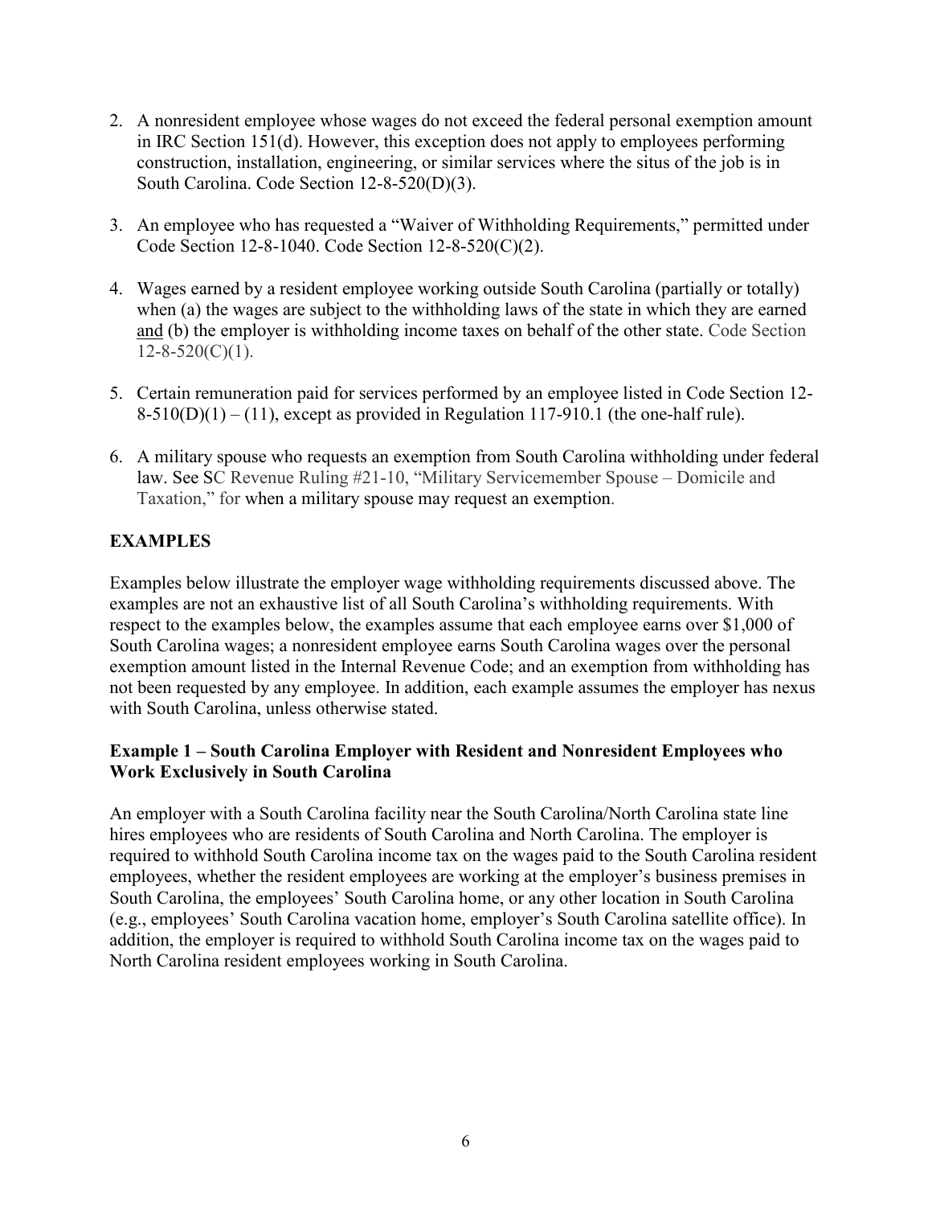2. A nonresident employee whose wages do not exceed the federal personal exemption amount in IRC Section 151(d). However, this exception does not apply to employees performing construction, installation, engineering, or similar services where the situs of the job is in South Carolina. Code Section 12-8-520(D)(3).

3. An employee who has requested a "Waiver of Withholding Requirements," permitted under Code Section 12-8-1040. Code Section 12-8-520(C)(2).

4. Wages earned by a resident employee working outside South Carolina (partially or totally) when (a) the wages are subject to the withholding laws of the state in which they are earned and (b) the employer is withholding income taxes on behalf of the other state. Code Section 12-8-520(C)(1).

5. Certain remuneration paid for services performed by an employee listed in Code Section 12-8-510(D)(1) – (11), except as provided in Regulation 117-910.1 (the one-half rule).

6. A military spouse who requests an exemption from South Carolina withholding under federal law. See SC Revenue Ruling #21-10, "Military Servicemember Spouse – Domicile and Taxation," for when a military spouse may request an exemption.

## EXAMPLES

Examples below illustrate the employer wage withholding requirements discussed above. The examples are not an exhaustive list of all South Carolina's withholding requirements. With respect to the examples below, the examples assume that each employee earns over $1,000 of South Carolina wages; a nonresident employee earns South Carolina wages over the personal exemption amount listed in the Internal Revenue Code; and an exemption from withholding has not been requested by any employee. In addition, each example assumes the employer has nexus with South Carolina, unless otherwise stated.

### Example 1 – South Carolina Employer with Resident and Nonresident Employees who Work Exclusively in South Carolina

An employer with a South Carolina facility near the South Carolina/North Carolina state line hires employees who are residents of South Carolina and North Carolina. The employer is required to withhold South Carolina income tax on the wages paid to the South Carolina resident employees, whether the resident employees are working at the employer's business premises in South Carolina, the employees' South Carolina home, or any other location in South Carolina (e.g., employees' South Carolina vacation home, employer's South Carolina satellite office). In addition, the employer is required to withhold South Carolina income tax on the wages paid to North Carolina resident employees working in South Carolina.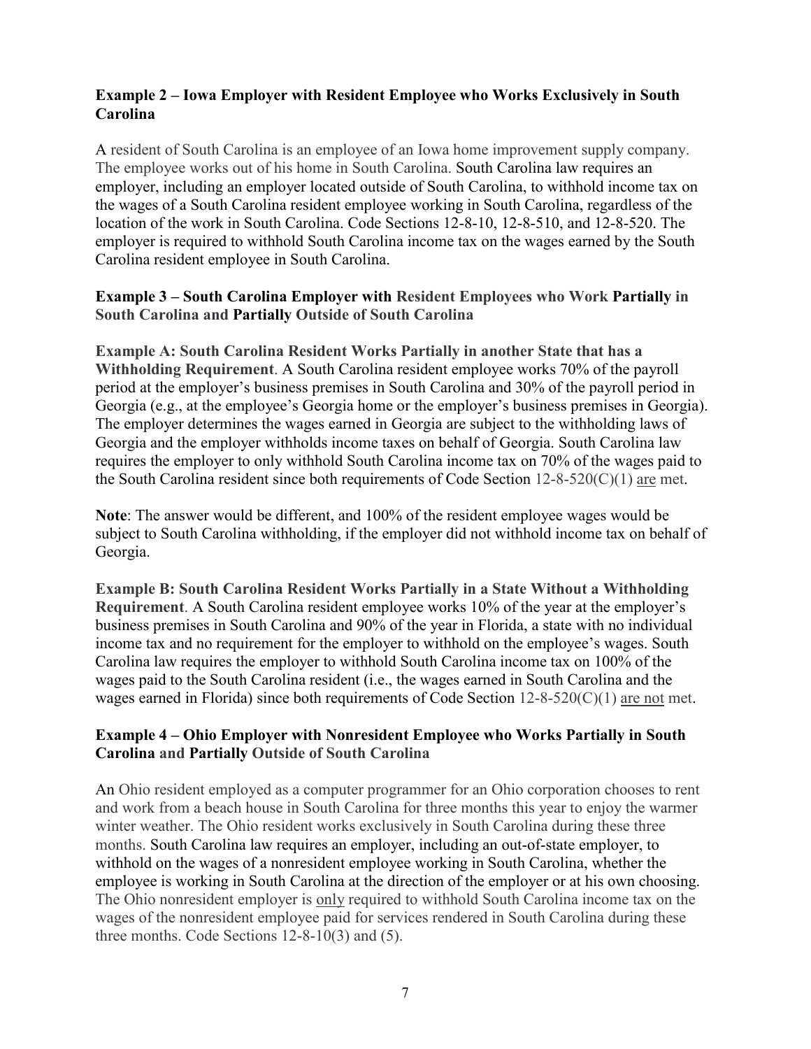### Example 2 – Iowa Employer with Resident Employee who Works Exclusively in South Carolina

A resident of South Carolina is an employee of an Iowa home improvement supply company. The employee works out of his home in South Carolina. South Carolina law requires an employer, including an employer located outside of South Carolina, to withhold income tax on the wages of a South Carolina resident employee working in South Carolina, regardless of the location of the work in South Carolina. Code Sections 12-8-10, 12-8-510, and 12-8-520. The employer is required to withhold South Carolina income tax on the wages earned by the South Carolina resident employee in South Carolina.

### Example 3 – South Carolina Employer with Resident Employees who Work Partially in South Carolina and Partially Outside of South Carolina

**Example A: South Carolina Resident Works Partially in another State that has a Withholding Requirement**. A South Carolina resident employee works 70% of the payroll period at the employer's business premises in South Carolina and 30% of the payroll period in Georgia (e.g., at the employee's Georgia home or the employer's business premises in Georgia). The employer determines the wages earned in Georgia are subject to the withholding laws of Georgia and the employer withholds income taxes on behalf of Georgia. South Carolina law requires the employer to only withhold South Carolina income tax on 70% of the wages paid to the South Carolina resident since both requirements of Code Section 12-8-520(C)(1) are met.

**Note**: The answer would be different, and 100% of the resident employee wages would be subject to South Carolina withholding, if the employer did not withhold income tax on behalf of Georgia.

**Example B: South Carolina Resident Works Partially in a State Without a Withholding Requirement**. A South Carolina resident employee works 10% of the year at the employer's business premises in South Carolina and 90% of the year in Florida, a state with no individual income tax and no requirement for the employer to withhold on the employee's wages. South Carolina law requires the employer to withhold South Carolina income tax on 100% of the wages paid to the South Carolina resident (i.e., the wages earned in South Carolina and the wages earned in Florida) since both requirements of Code Section 12-8-520(C)(1) are not met.

### Example 4 – Ohio Employer with Nonresident Employee who Works Partially in South Carolina and Partially Outside of South Carolina

An Ohio resident employed as a computer programmer for an Ohio corporation chooses to rent and work from a beach house in South Carolina for three months this year to enjoy the warmer winter weather. The Ohio resident works exclusively in South Carolina during these three months. South Carolina law requires an employer, including an out-of-state employer, to withhold on the wages of a nonresident employee working in South Carolina, whether the employee is working in South Carolina at the direction of the employer or at his own choosing. The Ohio nonresident employer is only required to withhold South Carolina income tax on the wages of the nonresident employee paid for services rendered in South Carolina during these three months. Code Sections 12-8-10(3) and (5).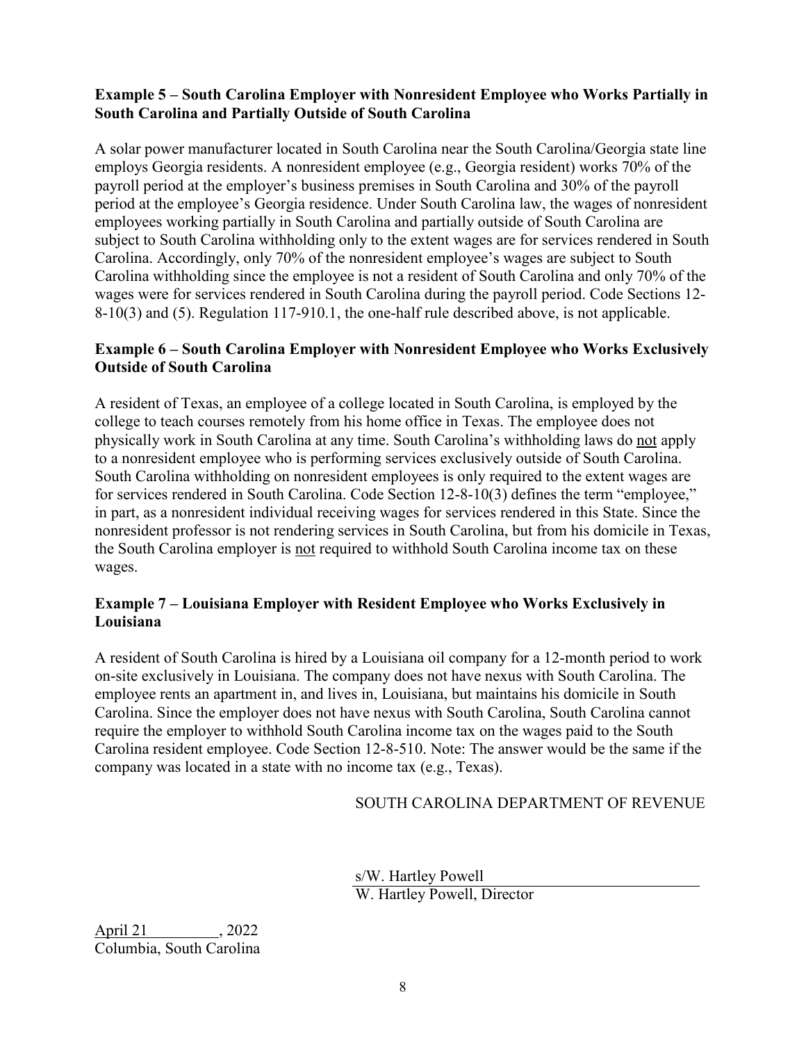**Example 5 – South Carolina Employer with Nonresident Employee who Works Partially in South Carolina and Partially Outside of South Carolina**

A solar power manufacturer located in South Carolina near the South Carolina/Georgia state line employs Georgia residents. A nonresident employee (e.g., Georgia resident) works 70% of the payroll period at the employer's business premises in South Carolina and 30% of the payroll period at the employee's Georgia residence. Under South Carolina law, the wages of nonresident employees working partially in South Carolina and partially outside of South Carolina are subject to South Carolina withholding only to the extent wages are for services rendered in South Carolina. Accordingly, only 70% of the nonresident employee's wages are subject to South Carolina withholding since the employee is not a resident of South Carolina and only 70% of the wages were for services rendered in South Carolina during the payroll period. Code Sections 12-8-10(3) and (5). Regulation 117-910.1, the one-half rule described above, is not applicable.

**Example 6 – South Carolina Employer with Nonresident Employee who Works Exclusively Outside of South Carolina**

A resident of Texas, an employee of a college located in South Carolina, is employed by the college to teach courses remotely from his home office in Texas. The employee does not physically work in South Carolina at any time. South Carolina's withholding laws do not apply to a nonresident employee who is performing services exclusively outside of South Carolina. South Carolina withholding on nonresident employees is only required to the extent wages are for services rendered in South Carolina. Code Section 12-8-10(3) defines the term "employee," in part, as a nonresident individual receiving wages for services rendered in this State. Since the nonresident professor is not rendering services in South Carolina, but from his domicile in Texas, the South Carolina employer is not required to withhold South Carolina income tax on these wages.

**Example 7 – Louisiana Employer with Resident Employee who Works Exclusively in Louisiana**

A resident of South Carolina is hired by a Louisiana oil company for a 12-month period to work on-site exclusively in Louisiana. The company does not have nexus with South Carolina. The employee rents an apartment in, and lives in, Louisiana, but maintains his domicile in South Carolina. Since the employer does not have nexus with South Carolina, South Carolina cannot require the employer to withhold South Carolina income tax on the wages paid to the South Carolina resident employee. Code Section 12-8-510. Note: The answer would be the same if the company was located in a state with no income tax (e.g., Texas).

SOUTH CAROLINA DEPARTMENT OF REVENUE

s/W. Hartley Powell
W. Hartley Powell, Director

April 21, 2022
Columbia, South Carolina